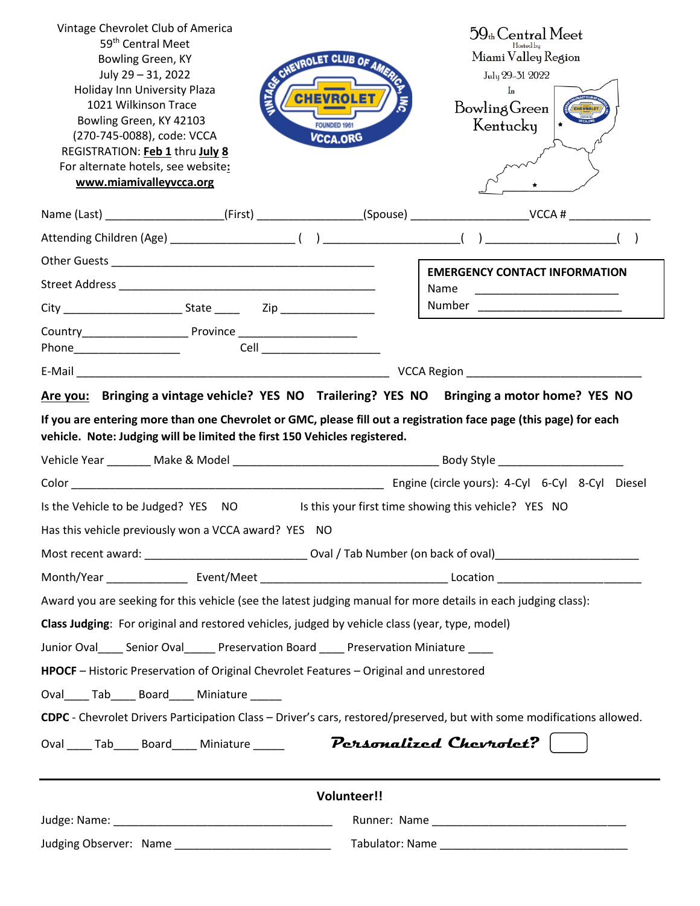Vintage Chevrolet Club of America
59th Central Meet
Bowling Green, KY
July 29 – 31, 2022
Holiday Inn University Plaza
1021 Wilkinson Trace
Bowling Green, KY 42103
(270-745-0088), code: VCCA
REGISTRATION: **Feb 1** thru **July 8**
For alternate hotels, see website:
**www.miamivalleyvcca.org**

VINTAGE CHEVROLET CLUB OF AMERICA, INC.
CHEVROLET
FOUNDED 1961
VCCA.ORG

59th Central Meet
Hosted by
Miami Valley Region
July 29-31 2022
In
Bowling Green
Kentucky

Name (Last) __________________(First) ________________(Spouse) __________________VCCA # _____________

Attending Children (Age) ___________________ ( ) _____________________( ) ____________________( )

Other Guests ____________________________________________

Street Address ____________________________________________

City ___________________ State ____ Zip _______________

Country________________ Province __________________
Phone________________ Cell ___________________

**EMERGENCY CONTACT INFORMATION**
Name ______________________
Number ______________________

E-Mail __________________________________________________ VCCA Region ___________________________

**Are you:** **Bringing a vintage vehicle? YES NO Trailering? YES NO Bringing a motor home? YES NO**

**If you are entering more than one Chevrolet or GMC, please fill out a registration face page (this page) for each vehicle. Note: Judging will be limited the first 150 Vehicles registered.**

Vehicle Year _______ Make & Model _________________________________ Body Style ___________________

Color __________________________________________________ Engine (circle yours): 4-Cyl 6-Cyl 8-Cyl Diesel

Is the Vehicle to be Judged? YES NO Is this your first time showing this vehicle? YES NO

Has this vehicle previously won a VCCA award? YES NO

Most recent award: _________________________ Oval / Tab Number (on back of oval)______________________

Month/Year _____________ Event/Meet _____________________________ Location ______________________

Award you are seeking for this vehicle (see the latest judging manual for more details in each judging class):

**Class Judging**: For original and restored vehicles, judged by vehicle class (year, type, model)

Junior Oval____ Senior Oval_____ Preservation Board ____ Preservation Miniature ____

**HPOCF** – Historic Preservation of Original Chevrolet Features – Original and unrestored

Oval____ Tab____ Board____ Miniature _____

**CDPC** - Chevrolet Drivers Participation Class – Driver's cars, restored/preserved, but with some modifications allowed.

Oval ____ Tab____ Board____ Miniature _____ ***Personalized Chevrolet?*** ☐

---

**Volunteer!!**

Judge: Name: ___________________________________ Runner: Name _________________________________

Judging Observer: Name ________________________ Tabulator: Name ______________________________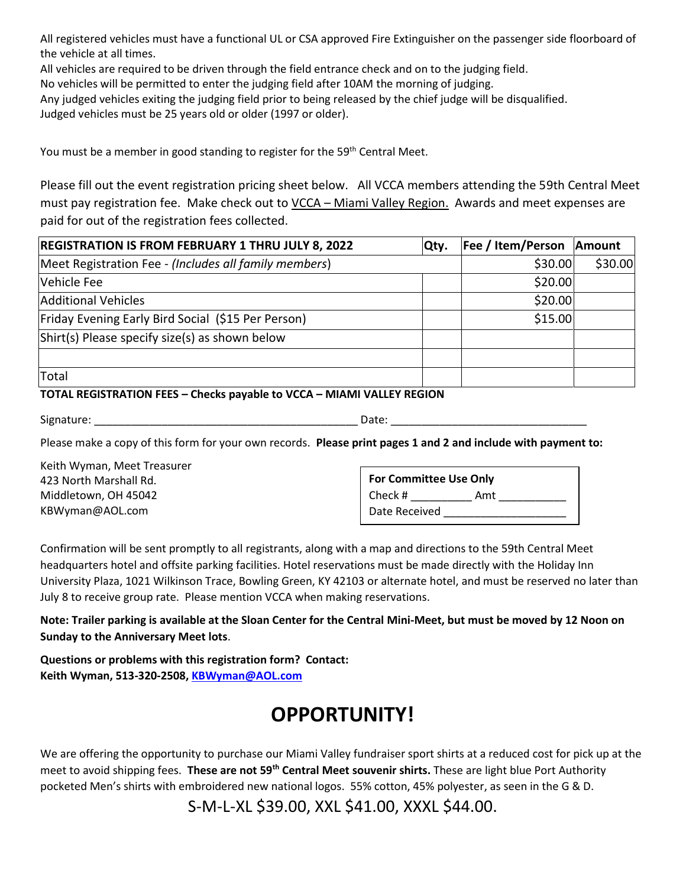All registered vehicles must have a functional UL or CSA approved Fire Extinguisher on the passenger side floorboard of the vehicle at all times.
All vehicles are required to be driven through the field entrance check and on to the judging field.
No vehicles will be permitted to enter the judging field after 10AM the morning of judging.
Any judged vehicles exiting the judging field prior to being released by the chief judge will be disqualified.
Judged vehicles must be 25 years old or older (1997 or older).

You must be a member in good standing to register for the 59th Central Meet.

Please fill out the event registration pricing sheet below. All VCCA members attending the 59th Central Meet must pay registration fee. Make check out to VCCA – Miami Valley Region. Awards and meet expenses are paid for out of the registration fees collected.

| **REGISTRATION IS FROM FEBRUARY 1 THRU JULY 8, 2022** | **Qty.** | **Fee / Item/Person** | **Amount** |
|---|---|---|---|
| Meet Registration Fee - *(Includes all family members)* | | $30.00 | $30.00 |
| Vehicle Fee | | $20.00 | |
| Additional Vehicles | | $20.00 | |
| Friday Evening Early Bird Social ($15 Per Person) | | $15.00 | |
| Shirt(s) Please specify size(s) as shown below | | | |
| | | | |
| Total | | | |

**TOTAL REGISTRATION FEES – Checks payable to VCCA – MIAMI VALLEY REGION**

Signature: ___________________________________________ Date: _______________________________

Please make a copy of this form for your own records. **Please print pages 1 and 2 and include with payment to:**

Keith Wyman, Meet Treasurer
423 North Marshall Rd.
Middletown, OH 45042
KBWyman@AOL.com

**For Committee Use Only**
Check # _________ Amt __________
Date Received ___________________

Confirmation will be sent promptly to all registrants, along with a map and directions to the 59th Central Meet headquarters hotel and offsite parking facilities. Hotel reservations must be made directly with the Holiday Inn University Plaza, 1021 Wilkinson Trace, Bowling Green, KY 42103 or alternate hotel, and must be reserved no later than July 8 to receive group rate. Please mention VCCA when making reservations.

**Note: Trailer parking is available at the Sloan Center for the Central Mini-Meet, but must be moved by 12 Noon on Sunday to the Anniversary Meet lots**.

**Questions or problems with this registration form? Contact:**
**Keith Wyman, 513-320-2508, KBWyman@AOL.com**

# OPPORTUNITY!

We are offering the opportunity to purchase our Miami Valley fundraiser sport shirts at a reduced cost for pick up at the meet to avoid shipping fees. **These are not 59th Central Meet souvenir shirts.** These are light blue Port Authority pocketed Men's shirts with embroidered new national logos. 55% cotton, 45% polyester, as seen in the G & D.

S-M-L-XL $39.00, XXL $41.00, XXXL $44.00.